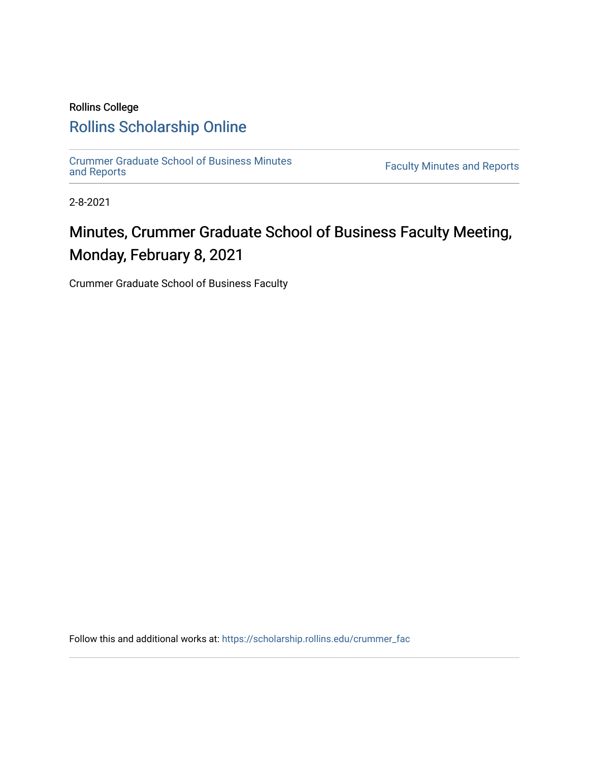Rollins College

# Rollins Scholarship Online

Crummer Graduate School of Business Minutes and Reports

Faculty Minutes and Reports

2-8-2021

# Minutes, Crummer Graduate School of Business Faculty Meeting, Monday, February 8, 2021

Crummer Graduate School of Business Faculty

Follow this and additional works at: https://scholarship.rollins.edu/crummer_fac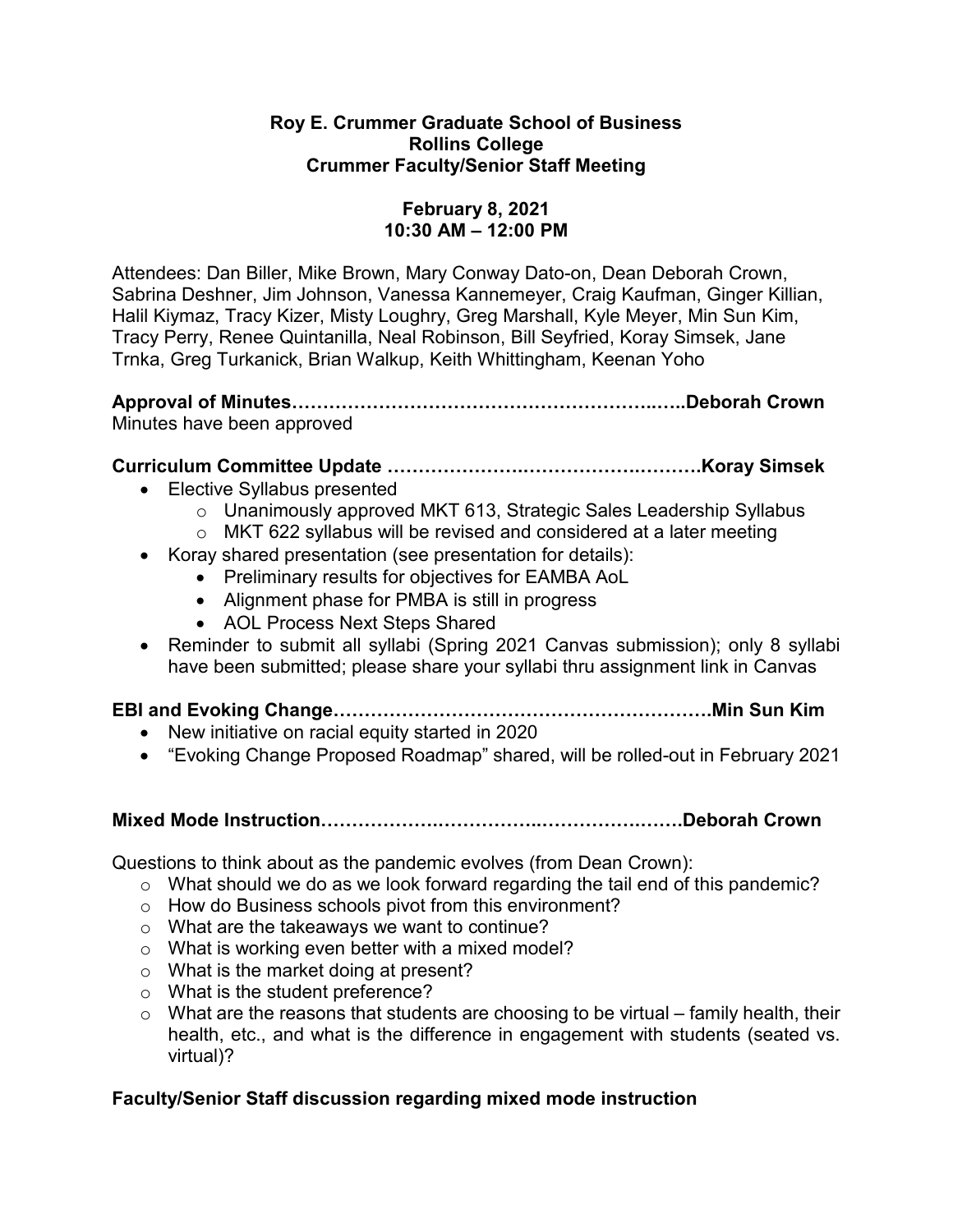**Roy E. Crummer Graduate School of Business**
**Rollins College**
**Crummer Faculty/Senior Staff Meeting**

**February 8, 2021**
**10:30 AM – 12:00 PM**

Attendees: Dan Biller, Mike Brown, Mary Conway Dato-on, Dean Deborah Crown, Sabrina Deshner, Jim Johnson, Vanessa Kannemeyer, Craig Kaufman, Ginger Killian, Halil Kiymaz, Tracy Kizer, Misty Loughry, Greg Marshall, Kyle Meyer, Min Sun Kim, Tracy Perry, Renee Quintanilla, Neal Robinson, Bill Seyfried, Koray Simsek, Jane Trnka, Greg Turkanick, Brian Walkup, Keith Whittingham, Keenan Yoho

**Approval of Minutes……………………………………………………..…..Deborah Crown**
Minutes have been approved

**Curriculum Committee Update ……………….……………….……….Koray Simsek**

- Elective Syllabus presented
    - Unanimously approved MKT 613, Strategic Sales Leadership Syllabus
    - MKT 622 syllabus will be revised and considered at a later meeting
- Koray shared presentation (see presentation for details):
    - Preliminary results for objectives for EAMBA AoL
    - Alignment phase for PMBA is still in progress
    - AOL Process Next Steps Shared
- Reminder to submit all syllabi (Spring 2021 Canvas submission); only 8 syllabi have been submitted; please share your syllabi thru assignment link in Canvas

**EBI and Evoking Change……………………….…………………………….Min Sun Kim**

- New initiative on racial equity started in 2020
- "Evoking Change Proposed Roadmap" shared, will be rolled-out in February 2021

**Mixed Mode Instruction……………….…………..………………..…….Deborah Crown**

Questions to think about as the pandemic evolves (from Dean Crown):

- What should we do as we look forward regarding the tail end of this pandemic?
- How do Business schools pivot from this environment?
- What are the takeaways we want to continue?
- What is working even better with a mixed model?
- What is the market doing at present?
- What is the student preference?
- What are the reasons that students are choosing to be virtual – family health, their health, etc., and what is the difference in engagement with students (seated vs. virtual)?

**Faculty/Senior Staff discussion regarding mixed mode instruction**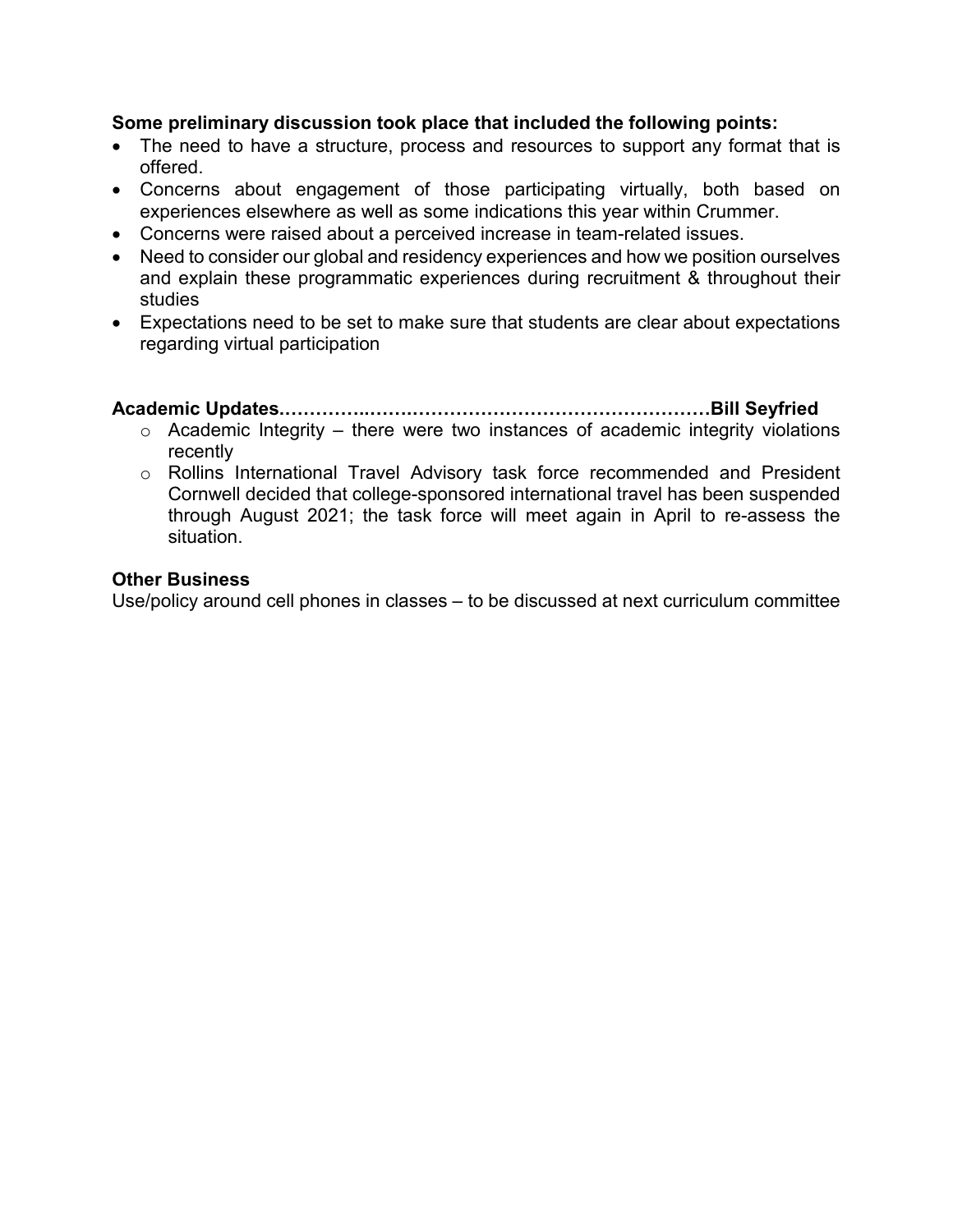**Some preliminary discussion took place that included the following points:**

- The need to have a structure, process and resources to support any format that is offered.
- Concerns about engagement of those participating virtually, both based on experiences elsewhere as well as some indications this year within Crummer.
- Concerns were raised about a perceived increase in team-related issues.
- Need to consider our global and residency experiences and how we position ourselves and explain these programmatic experiences during recruitment & throughout their studies
- Expectations need to be set to make sure that students are clear about expectations regarding virtual participation

**Academic Updates……………..…………………………………………………Bill Seyfried**

- Academic Integrity – there were two instances of academic integrity violations recently
- Rollins International Travel Advisory task force recommended and President Cornwell decided that college-sponsored international travel has been suspended through August 2021; the task force will meet again in April to re-assess the situation.

**Other Business**

Use/policy around cell phones in classes – to be discussed at next curriculum committee